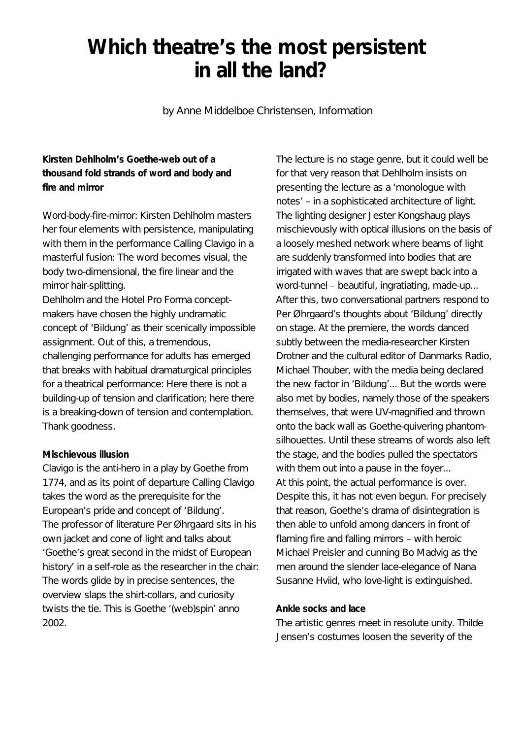# Which theatre's the most persistent in all the land?

by Anne Middelboe Christensen, Information

**Kirsten Dehlholm's Goethe-web out of a thousand fold strands of word and body and fire and mirror**

Word-body-fire-mirror: Kirsten Dehlholm masters her four elements with persistence, manipulating with them in the performance Calling Clavigo in a masterful fusion: The word becomes visual, the body two-dimensional, the fire linear and the mirror hair-splitting.
Dehlholm and the Hotel Pro Forma concept-makers have chosen the highly undramatic concept of 'Bildung' as their scenically impossible assignment. Out of this, a tremendous, challenging performance for adults has emerged that breaks with habitual dramaturgical principles for a theatrical performance: Here there is not a building-up of tension and clarification; here there is a breaking-down of tension and contemplation. Thank goodness.

**Mischievous illusion**

Clavigo is the anti-hero in a play by Goethe from 1774, and as its point of departure Calling Clavigo takes the word as the prerequisite for the European's pride and concept of 'Bildung'.
The professor of literature Per Øhrgaard sits in his own jacket and cone of light and talks about 'Goethe's great second in the midst of European history' in a self-role as the researcher in the chair: The words glide by in precise sentences, the overview slaps the shirt-collars, and curiosity twists the tie. This is Goethe '(web)spin' anno 2002.

The lecture is no stage genre, but it could well be for that very reason that Dehlholm insists on presenting the lecture as a 'monologue with notes' – in a sophisticated architecture of light. The lighting designer Jester Kongshaug plays mischievously with optical illusions on the basis of a loosely meshed network where beams of light are suddenly transformed into bodies that are irrigated with waves that are swept back into a word-tunnel – beautiful, ingratiating, made-up...
After this, two conversational partners respond to Per Øhrgaard's thoughts about 'Bildung' directly on stage. At the premiere, the words danced subtly between the media-researcher Kirsten Drotner and the cultural editor of Danmarks Radio, Michael Thouber, with the media being declared the new factor in 'Bildung'... But the words were also met by bodies, namely those of the speakers themselves, that were UV-magnified and thrown onto the back wall as Goethe-quivering phantom-silhouettes. Until these streams of words also left the stage, and the bodies pulled the spectators with them out into a pause in the foyer...
At this point, the actual performance is over. Despite this, it has not even begun. For precisely that reason, Goethe's drama of disintegration is then able to unfold among dancers in front of flaming fire and falling mirrors – with heroic Michael Preisler and cunning Bo Madvig as the men around the slender lace-elegance of Nana Susanne Hviid, who love-light is extinguished.

**Ankle socks and lace**

The artistic genres meet in resolute unity. Thilde Jensen's costumes loosen the severity of the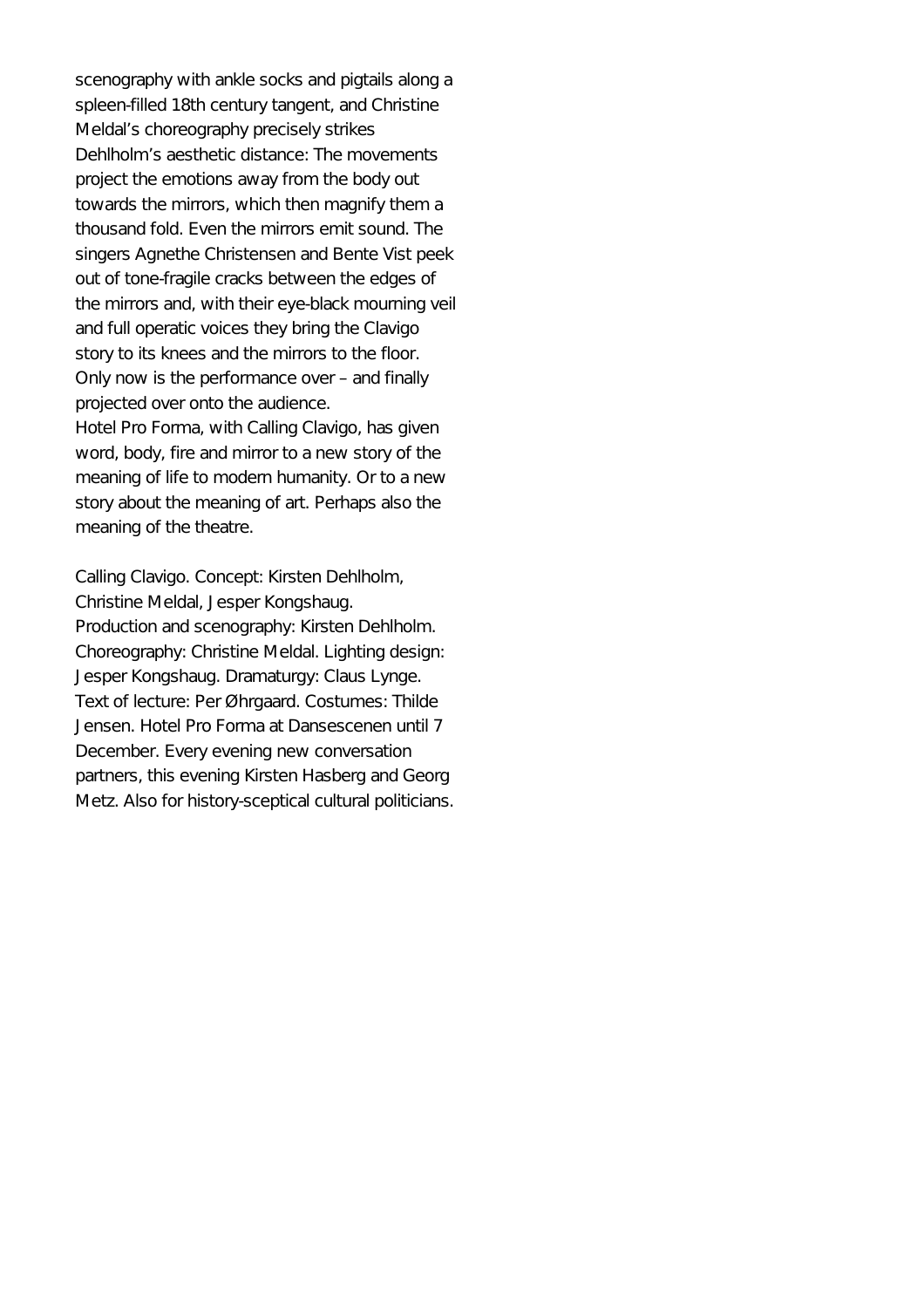scenography with ankle socks and pigtails along a spleen-filled 18th century tangent, and Christine Meldal's choreography precisely strikes Dehlholm's aesthetic distance: The movements project the emotions away from the body out towards the mirrors, which then magnify them a thousand fold. Even the mirrors emit sound. The singers Agnethe Christensen and Bente Vist peek out of tone-fragile cracks between the edges of the mirrors and, with their eye-black mourning veil and full operatic voices they bring the Clavigo story to its knees and the mirrors to the floor. Only now is the performance over – and finally projected over onto the audience.

Hotel Pro Forma, with Calling Clavigo, has given word, body, fire and mirror to a new story of the meaning of life to modern humanity. Or to a new story about the meaning of art. Perhaps also the meaning of the theatre.

Calling Clavigo. Concept: Kirsten Dehlholm, Christine Meldal, Jesper Kongshaug. Production and scenography: Kirsten Dehlholm. Choreography: Christine Meldal. Lighting design: Jesper Kongshaug. Dramaturgy: Claus Lynge. Text of lecture: Per Øhrgaard. Costumes: Thilde Jensen. Hotel Pro Forma at Dansescenen until 7 December. Every evening new conversation partners, this evening Kirsten Hasberg and Georg Metz. Also for history-sceptical cultural politicians.